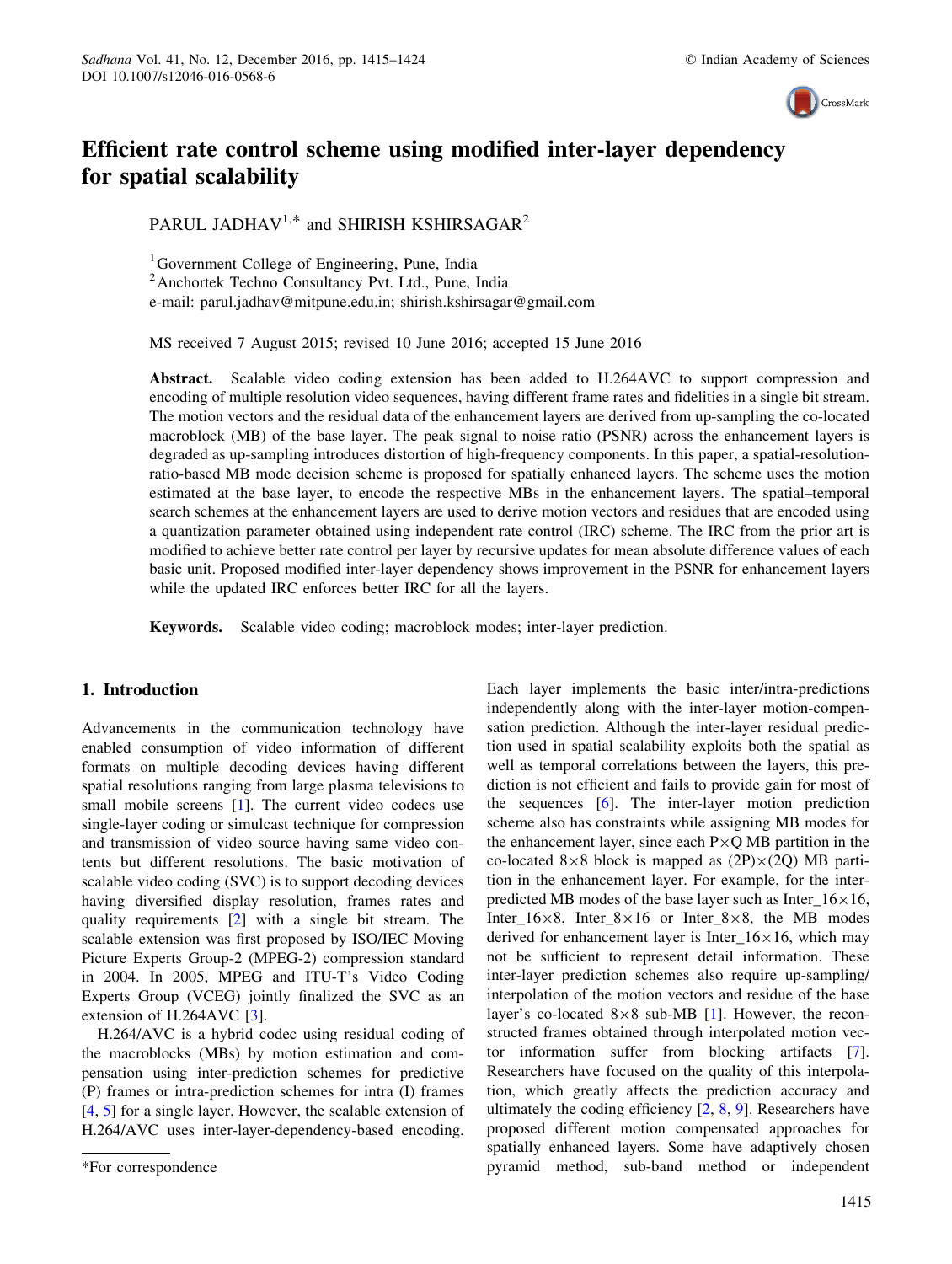# Efficient rate control scheme using modified inter-layer dependency for spatial scalability

PARUL JADHAV[1,*] and SHIRISH KSHIRSAGAR[2]

[1]Government College of Engineering, Pune, India
[2]Anchortek Techno Consultancy Pvt. Ltd., Pune, India
e-mail: parul.jadhav@mitpune.edu.in; shirish.kshirsagar@gmail.com

MS received 7 August 2015; revised 10 June 2016; accepted 15 June 2016

**Abstract.** Scalable video coding extension has been added to H.264AVC to support compression and encoding of multiple resolution video sequences, having different frame rates and fidelities in a single bit stream. The motion vectors and the residual data of the enhancement layers are derived from up-sampling the co-located macroblock (MB) of the base layer. The peak signal to noise ratio (PSNR) across the enhancement layers is degraded as up-sampling introduces distortion of high-frequency components. In this paper, a spatial-resolution-ratio-based MB mode decision scheme is proposed for spatially enhanced layers. The scheme uses the motion estimated at the base layer, to encode the respective MBs in the enhancement layers. The spatial–temporal search schemes at the enhancement layers are used to derive motion vectors and residues that are encoded using a quantization parameter obtained using independent rate control (IRC) scheme. The IRC from the prior art is modified to achieve better rate control per layer by recursive updates for mean absolute difference values of each basic unit. Proposed modified inter-layer dependency shows improvement in the PSNR for enhancement layers while the updated IRC enforces better IRC for all the layers.

**Keywords.** Scalable video coding; macroblock modes; inter-layer prediction.

## 1. Introduction

Advancements in the communication technology have enabled consumption of video information of different formats on multiple decoding devices having different spatial resolutions ranging from large plasma televisions to small mobile screens [1]. The current video codecs use single-layer coding or simulcast technique for compression and transmission of video source having same video contents but different resolutions. The basic motivation of scalable video coding (SVC) is to support decoding devices having diversified display resolution, frames rates and quality requirements [2] with a single bit stream. The scalable extension was first proposed by ISO/IEC Moving Picture Experts Group-2 (MPEG-2) compression standard in 2004. In 2005, MPEG and ITU-T's Video Coding Experts Group (VCEG) jointly finalized the SVC as an extension of H.264AVC [3].

H.264/AVC is a hybrid codec using residual coding of the macroblocks (MBs) by motion estimation and compensation using inter-prediction schemes for predictive (P) frames or intra-prediction schemes for intra (I) frames [4, 5] for a single layer. However, the scalable extension of H.264/AVC uses inter-layer-dependency-based encoding. Each layer implements the basic inter/intra-predictions independently along with the inter-layer motion-compensation prediction. Although the inter-layer residual prediction used in spatial scalability exploits both the spatial as well as temporal correlations between the layers, this prediction is not efficient and fails to provide gain for most of the sequences [6]. The inter-layer motion prediction scheme also has constraints while assigning MB modes for the enhancement layer, since each $P \times Q$ MB partition in the co-located $8 \times 8$ block is mapped as $(2P) \times (2Q)$ MB partition in the enhancement layer. For example, for the inter-predicted MB modes of the base layer such as Inter_16×16, Inter_16×8, Inter_8×16 or Inter_8×8, the MB modes derived for enhancement layer is Inter_16×16, which may not be sufficient to represent detail information. These inter-layer prediction schemes also require up-sampling/interpolation of the motion vectors and residue of the base layer's co-located $8 \times 8$ sub-MB [1]. However, the reconstructed frames obtained through interpolated motion vector information suffer from blocking artifacts [7]. Researchers have focused on the quality of this interpolation, which greatly affects the prediction accuracy and ultimately the coding efficiency [2, 8, 9]. Researchers have proposed different motion compensated approaches for spatially enhanced layers. Some have adaptively chosen pyramid method, sub-band method or independent

*For correspondence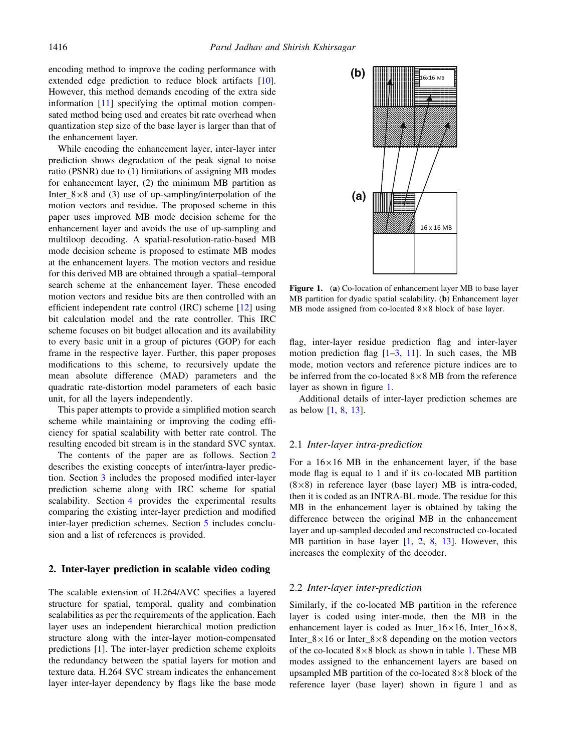encoding method to improve the coding performance with extended edge prediction to reduce block artifacts [10]. However, this method demands encoding of the extra side information [11] specifying the optimal motion compensated method being used and creates bit rate overhead when quantization step size of the base layer is larger than that of the enhancement layer.

While encoding the enhancement layer, inter-layer inter prediction shows degradation of the peak signal to noise ratio (PSNR) due to (1) limitations of assigning MB modes for enhancement layer, (2) the minimum MB partition as Inter_8×8 and (3) use of up-sampling/interpolation of the motion vectors and residue. The proposed scheme in this paper uses improved MB mode decision scheme for the enhancement layer and avoids the use of up-sampling and multiloop decoding. A spatial-resolution-ratio-based MB mode decision scheme is proposed to estimate MB modes at the enhancement layers. The motion vectors and residue for this derived MB are obtained through a spatial–temporal search scheme at the enhancement layer. These encoded motion vectors and residue bits are then controlled with an efficient independent rate control (IRC) scheme [12] using bit calculation model and the rate controller. This IRC scheme focuses on bit budget allocation and its availability to every basic unit in a group of pictures (GOP) for each frame in the respective layer. Further, this paper proposes modifications to this scheme, to recursively update the mean absolute difference (MAD) parameters and the quadratic rate-distortion model parameters of each basic unit, for all the layers independently.

This paper attempts to provide a simplified motion search scheme while maintaining or improving the coding efficiency for spatial scalability with better rate control. The resulting encoded bit stream is in the standard SVC syntax.

The contents of the paper are as follows. Section 2 describes the existing concepts of inter/intra-layer prediction. Section 3 includes the proposed modified inter-layer prediction scheme along with IRC scheme for spatial scalability. Section 4 provides the experimental results comparing the existing inter-layer prediction and modified inter-layer prediction schemes. Section 5 includes conclusion and a list of references is provided.

## 2. Inter-layer prediction in scalable video coding

The scalable extension of H.264/AVC specifies a layered structure for spatial, temporal, quality and combination scalabilities as per the requirements of the application. Each layer uses an independent hierarchical motion prediction structure along with the inter-layer motion-compensated predictions [1]. The inter-layer prediction scheme exploits the redundancy between the spatial layers for motion and texture data. H.264 SVC stream indicates the enhancement layer inter-layer dependency by flags like the base mode flag, inter-layer residue prediction flag and inter-layer motion prediction flag [1–3, 11]. In such cases, the MB mode, motion vectors and reference picture indices are to be inferred from the co-located 8×8 MB from the reference layer as shown in figure 1.

**Figure 1.** (**a**) Co-location of enhancement layer MB to base layer MB partition for dyadic spatial scalability. (**b**) Enhancement layer MB mode assigned from co-located 8×8 block of base layer.

Additional details of inter-layer prediction schemes are as below [1, 8, 13].

### 2.1 *Inter-layer intra-prediction*

For a 16×16 MB in the enhancement layer, if the base mode flag is equal to 1 and if its co-located MB partition (8×8) in reference layer (base layer) MB is intra-coded, then it is coded as an INTRA-BL mode. The residue for this MB in the enhancement layer is obtained by taking the difference between the original MB in the enhancement layer and up-sampled decoded and reconstructed co-located MB partition in base layer [1, 2, 8, 13]. However, this increases the complexity of the decoder.

### 2.2 *Inter-layer inter-prediction*

Similarly, if the co-located MB partition in the reference layer is coded using inter-mode, then the MB in the enhancement layer is coded as Inter_16×16, Inter_16×8, Inter_8×16 or Inter_8×8 depending on the motion vectors of the co-located 8×8 block as shown in table 1. These MB modes assigned to the enhancement layers are based on upsampled MB partition of the co-located 8×8 block of the reference layer (base layer) shown in figure 1 and as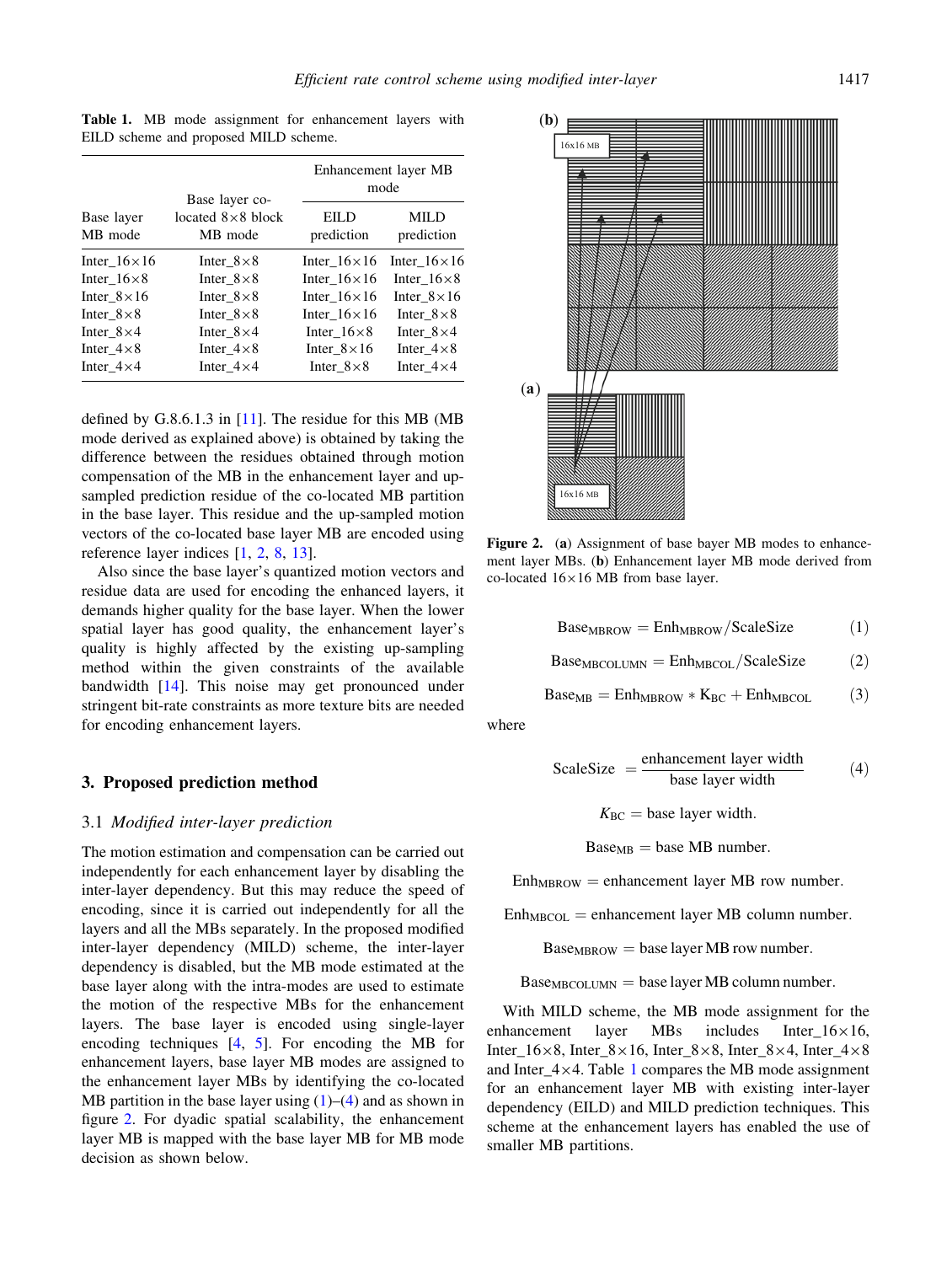**Table 1.** MB mode assignment for enhancement layers with EILD scheme and proposed MILD scheme.

| Base layer MB mode | Base layer co-located 8×8 block MB mode | Enhancement layer MB mode | |
|---|---|---|---|
| | | EILD prediction | MILD prediction |
| Inter_16×16 | Inter_8×8 | Inter_16×16 | Inter_16×16 |
| Inter_16×8 | Inter_8×8 | Inter_16×16 | Inter_16×8 |
| Inter_8×16 | Inter_8×8 | Inter_16×16 | Inter_8×16 |
| Inter_8×8 | Inter_8×8 | Inter_16×16 | Inter_8×8 |
| Inter_8×4 | Inter_8×4 | Inter_16×8 | Inter_8×4 |
| Inter_4×8 | Inter_4×8 | Inter_8×16 | Inter_4×8 |
| Inter_4×4 | Inter_4×4 | Inter_8×8 | Inter_4×4 |

defined by G.8.6.1.3 in [11]. The residue for this MB (MB mode derived as explained above) is obtained by taking the difference between the residues obtained through motion compensation of the MB in the enhancement layer and up-sampled prediction residue of the co-located MB partition in the base layer. This residue and the up-sampled motion vectors of the co-located base layer MB are encoded using reference layer indices [1, 2, 8, 13].

Also since the base layer's quantized motion vectors and residue data are used for encoding the enhanced layers, it demands higher quality for the base layer. When the lower spatial layer has good quality, the enhancement layer's quality is highly affected by the existing up-sampling method within the given constraints of the available bandwidth [14]. This noise may get pronounced under stringent bit-rate constraints as more texture bits are needed for encoding enhancement layers.

## 3. Proposed prediction method

### 3.1 *Modified inter-layer prediction*

The motion estimation and compensation can be carried out independently for each enhancement layer by disabling the inter-layer dependency. But this may reduce the speed of encoding, since it is carried out independently for all the layers and all the MBs separately. In the proposed modified inter-layer dependency (MILD) scheme, the inter-layer dependency is disabled, but the MB mode estimated at the base layer along with the intra-modes are used to estimate the motion of the respective MBs for the enhancement layers. The base layer is encoded using single-layer encoding techniques [4, 5]. For encoding the MB for enhancement layers, base layer MB modes are assigned to the enhancement layer MBs by identifying the co-located MB partition in the base layer using (1)–(4) and as shown in figure 2. For dyadic spatial scalability, the enhancement layer MB is mapped with the base layer MB for MB mode decision as shown below.

**Figure 2.** (**a**) Assignment of base bayer MB modes to enhancement layer MBs. (**b**) Enhancement layer MB mode derived from co-located 16×16 MB from base layer.

$$\mathrm{Base_{MBROW}} = \mathrm{Enh_{MBROW}}/\mathrm{ScaleSize} \tag{1}$$

$$\mathrm{Base_{MBCOLUMN}} = \mathrm{Enh_{MBCOL}}/\mathrm{ScaleSize} \tag{2}$$

$$\mathrm{Base_{MB}} = \mathrm{Enh_{MBROW}} * \mathrm{K_{BC}} + \mathrm{Enh_{MBCOL}} \tag{3}$$

where

$$\mathrm{ScaleSize} = \frac{\text{enhancement layer width}}{\text{base layer width}} \tag{4}$$

$K_{BC}$ = base layer width.

$\mathrm{Base_{MB}}$ = base MB number.

$\mathrm{Enh_{MBROW}}$ = enhancement layer MB row number.

$\mathrm{Enh_{MBCOL}}$ = enhancement layer MB column number.

$\mathrm{Base_{MBROW}}$ = base layer MB row number.

$\mathrm{Base_{MBCOLUMN}}$ = base layer MB column number.

With MILD scheme, the MB mode assignment for the enhancement layer MBs includes Inter_16×16, Inter_16×8, Inter_8×16, Inter_8×8, Inter_8×4, Inter_4×8 and Inter_4×4. Table 1 compares the MB mode assignment for an enhancement layer MB with existing inter-layer dependency (EILD) and MILD prediction techniques. This scheme at the enhancement layers has enabled the use of smaller MB partitions.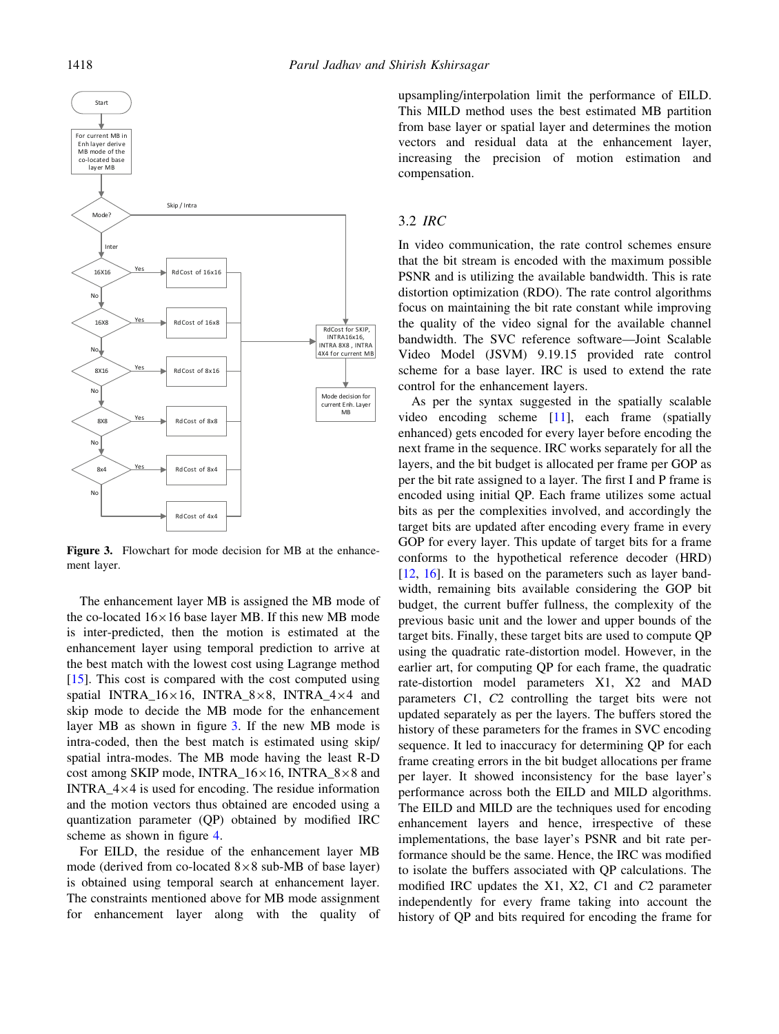Figure 3. Flowchart for mode decision for MB at the enhancement layer.

The enhancement layer MB is assigned the MB mode of the co-located $16\times16$ base layer MB. If this new MB mode is inter-predicted, then the motion is estimated at the enhancement layer using temporal prediction to arrive at the best match with the lowest cost using Lagrange method [15]. This cost is compared with the cost computed using spatial INTRA_$16\times16$, INTRA_$8\times8$, INTRA_$4\times4$ and skip mode to decide the MB mode for the enhancement layer MB as shown in figure 3. If the new MB mode is intra-coded, then the best match is estimated using skip/spatial intra-modes. The MB mode having the least R-D cost among SKIP mode, INTRA_$16\times16$, INTRA_$8\times8$ and INTRA_$4\times4$ is used for encoding. The residue information and the motion vectors thus obtained are encoded using a quantization parameter (QP) obtained by modified IRC scheme as shown in figure 4.

For EILD, the residue of the enhancement layer MB mode (derived from co-located $8\times8$ sub-MB of base layer) is obtained using temporal search at enhancement layer. The constraints mentioned above for MB mode assignment for enhancement layer along with the quality of upsampling/interpolation limit the performance of EILD. This MILD method uses the best estimated MB partition from base layer or spatial layer and determines the motion vectors and residual data at the enhancement layer, increasing the precision of motion estimation and compensation.

### 3.2 *IRC*

In video communication, the rate control schemes ensure that the bit stream is encoded with the maximum possible PSNR and is utilizing the available bandwidth. This is rate distortion optimization (RDO). The rate control algorithms focus on maintaining the bit rate constant while improving the quality of the video signal for the available channel bandwidth. The SVC reference software—Joint Scalable Video Model (JSVM) 9.19.15 provided rate control scheme for a base layer. IRC is used to extend the rate control for the enhancement layers.

As per the syntax suggested in the spatially scalable video encoding scheme [11], each frame (spatially enhanced) gets encoded for every layer before encoding the next frame in the sequence. IRC works separately for all the layers, and the bit budget is allocated per frame per GOP as per the bit rate assigned to a layer. The first I and P frame is encoded using initial QP. Each frame utilizes some actual bits as per the complexities involved, and accordingly the target bits are updated after encoding every frame in every GOP for every layer. This update of target bits for a frame conforms to the hypothetical reference decoder (HRD) [12, 16]. It is based on the parameters such as layer bandwidth, remaining bits available considering the GOP bit budget, the current buffer fullness, the complexity of the previous basic unit and the lower and upper bounds of the target bits. Finally, these target bits are used to compute QP using the quadratic rate-distortion model. However, in the earlier art, for computing QP for each frame, the quadratic rate-distortion model parameters X1, X2 and MAD parameters $C1$, $C2$ controlling the target bits were not updated separately as per the layers. The buffers stored the history of these parameters for the frames in SVC encoding sequence. It led to inaccuracy for determining QP for each frame creating errors in the bit budget allocations per frame per layer. It showed inconsistency for the base layer's performance across both the EILD and MILD algorithms. The EILD and MILD are the techniques used for encoding enhancement layers and hence, irrespective of these implementations, the base layer's PSNR and bit rate performance should be the same. Hence, the IRC was modified to isolate the buffers associated with QP calculations. The modified IRC updates the X1, X2, $C1$ and $C2$ parameter independently for every frame taking into account the history of QP and bits required for encoding the frame for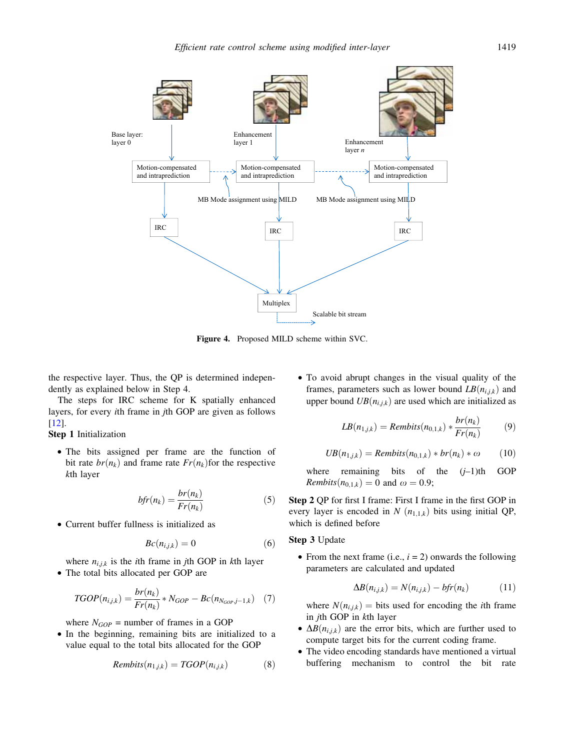Figure 4. Proposed MILD scheme within SVC.

the respective layer. Thus, the QP is determined independently as explained below in Step 4.

The steps for IRC scheme for K spatially enhanced layers, for every $i$th frame in $j$th GOP are given as follows [12].

**Step 1** Initialization

- The bits assigned per frame are the function of bit rate $br(n_k)$ and frame rate $Fr(n_k)$for the respective $k$th layer

$$bfr(n_k) = \frac{br(n_k)}{Fr(n_k)} \tag{5}$$

- Current buffer fullness is initialized as

$$Bc(n_{i,j,k}) = 0 \tag{6}$$

where $n_{i,j,k}$ is the $i$th frame in $j$th GOP in $k$th layer

- The total bits allocated per GOP are

$$TGOP(n_{i,j,k}) = \frac{br(n_k)}{Fr(n_k)} * N_{GOP} - Bc(n_{N_{GOP},j-1,k}) \tag{7}$$

where $N_{GOP}$ = number of frames in a GOP

- In the beginning, remaining bits are initialized to a value equal to the total bits allocated for the GOP

$$Rembits(n_{1,j,k}) = TGOP(n_{i,j,k}) \tag{8}$$

- To avoid abrupt changes in the visual quality of the frames, parameters such as lower bound $LB(n_{i,j,k})$ and upper bound $UB(n_{i,j,k})$ are used which are initialized as

$$LB(n_{1,j,k}) = Rembits(n_{0,1,k}) * \frac{br(n_k)}{Fr(n_k)} \tag{9}$$

$$UB(n_{1,j,k}) = Rembits(n_{0,1,k}) * br(n_k) * \omega \tag{10}$$

where remaining bits of the ($j$–1)th GOP $Rembits(n_{0,1,k}) = 0$ and $\omega = 0.9$;

**Step 2** QP for first I frame: First I frame in the first GOP in every layer is encoded in $N$ $(n_{1,1,k})$ bits using initial QP, which is defined before

**Step 3** Update

- From the next frame (i.e., $i$ = 2) onwards the following parameters are calculated and updated

$$\Delta B(n_{i,j,k}) = N(n_{i,j,k}) - bfr(n_k) \tag{11}$$

where $N(n_{i,j,k})$ = bits used for encoding the $i$th frame in $j$th GOP in $k$th layer

- $\Delta B(n_{i,j,k})$ are the error bits, which are further used to compute target bits for the current coding frame.
- The video encoding standards have mentioned a virtual buffering mechanism to control the bit rate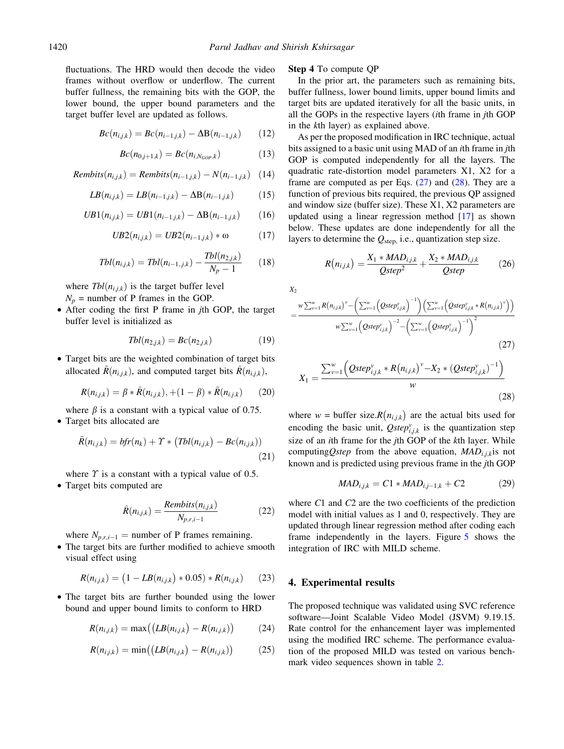fluctuations. The HRD would then decode the video frames without overflow or underflow. The current buffer fullness, the remaining bits with the GOP, the lower bound, the upper bound parameters and the target buffer level are updated as follows.

$$Bc(n_{i,j,k}) = Bc(n_{i-1,j,k}) - \Delta B(n_{i-1,j,k}) \tag{12}$$

$$Bc(n_{0,j+1,k}) = Bc(n_{i,N_{GOP},k}) \tag{13}$$

$$Rembits(n_{i,j,k}) = Rembits(n_{i-1,j,k}) - N(n_{i-1,j,k}) \tag{14}$$

$$LB(n_{i,j,k}) = LB(n_{i-1,j,k}) - \Delta B(n_{i-1,j,k}) \tag{15}$$

$$UB1(n_{i,j,k}) = UB1(n_{i-1,j,k}) - \Delta B(n_{i-1,j,k}) \tag{16}$$

$$UB2(n_{i,j,k}) = UB2(n_{i-1,j,k}) * \omega \tag{17}$$

$$Tbl(n_{i,j,k}) = Tbl(n_{i-1,j,k}) - \frac{Tbl(n_{2,j,k})}{N_p - 1} \tag{18}$$

where $Tbl(n_{i,j,k})$ is the target buffer level
$N_p$ = number of P frames in the GOP.

- After coding the first P frame in $j$th GOP, the target buffer level is initialized as

$$Tbl(n_{2,j,k}) = Bc(n_{2,j,k}) \tag{19}$$

- Target bits are the weighted combination of target bits allocated $\tilde{R}(n_{i,j,k})$, and computed target bits $\hat{R}(n_{i,j,k})$,

$$R(n_{i,j,k}) = \beta * \hat{R}(n_{i,j,k}), + (1 - \beta) * \tilde{R}(n_{i,j,k}) \tag{20}$$

where $\beta$ is a constant with a typical value of 0.75.

- Target bits allocated are

$$\tilde{R}(n_{i,j,k}) = bfr(n_k) + \Upsilon * \left(Tbl(n_{i,j,k}) - Bc(n_{i,j,k})\right) \tag{21}$$

where $\Upsilon$ is a constant with a typical value of 0.5.

- Target bits computed are

$$\hat{R}(n_{i,j,k}) = \frac{Rembits(n_{i,j,k})}{N_{p,r,i-1}} \tag{22}$$

where $N_{p,r,i-1}$ = number of P frames remaining.

- The target bits are further modified to achieve smooth visual effect using

$$R(n_{i,j,k}) = \left(1 - LB(n_{i,j,k}) * 0.05\right) * R(n_{i,j,k}) \tag{23}$$

- The target bits are further bounded using the lower bound and upper bound limits to conform to HRD

$$R(n_{i,j,k}) = \max\left(\left(LB(n_{i,j,k}) - R(n_{i,j,k})\right)\right) \tag{24}$$

$$R(n_{i,j,k}) = \min\left(\left(LB(n_{i,j,k}) - R(n_{i,j,k})\right)\right) \tag{25}$$

**Step 4** To compute QP

In the prior art, the parameters such as remaining bits, buffer fullness, lower bound limits, upper bound limits and target bits are updated iteratively for all the basic units, in all the GOPs in the respective layers ($i$th frame in $j$th GOP in the $k$th layer) as explained above.

As per the proposed modification in IRC technique, actual bits assigned to a basic unit using MAD of an $i$th frame in $j$th GOP is computed independently for all the layers. The quadratic rate-distortion model parameters X1, X2 for a frame are computed as per Eqs. (27) and (28). They are a function of previous bits required, the previous QP assigned and window size (buffer size). These X1, X2 parameters are updated using a linear regression method [17] as shown below. These updates are done independently for all the layers to determine the $Q_{\text{step}}$, i.e., quantization step size.

$$R(n_{i,j,k}) = \frac{X_1 * MAD_{i,j,k}}{Qstep^2} + \frac{X_2 * MAD_{i,j,k}}{Qstep} \tag{26}$$

$$X_2 = \frac{w\sum_{v=1}^{w} R(n_{i,j,k})^v - \left(\sum_{v=1}^{w}\left(Qstep_{i,j,k}^v\right)^{-1}\right)\left(\sum_{v=1}^{w}\left(Qstep_{i,j,k}^v * R(n_{i,j,k})^v\right)\right)}{w\sum_{v=1}^{w}\left(Qstep_{i,j,k}^v\right)^{-2} - \left(\sum_{v=1}^{w}\left(Qstep_{i,j,k}^v\right)^{-1}\right)^2} \tag{27}$$

$$X_1 = \frac{\sum_{v=1}^{w}\left(Qstep_{i,j,k}^v * R(n_{i,j,k})^v - X_2 * \left(Qstep_{i,j,k}^v\right)^{-1}\right)}{w} \tag{28}$$

where $w$ = buffer size. $R(n_{i,j,k})$ are the actual bits used for encoding the basic unit, $Qstep_{i,j,k}^v$ is the quantization step size of an $i$th frame for the $j$th GOP of the $k$th layer. While computing $Qstep$ from the above equation, $MAD_{i,j,k}$ is not known and is predicted using previous frame in the $j$th GOP

$$MAD_{i,j,k} = C1 * MAD_{i,j-1,k} + C2 \tag{29}$$

where $C1$ and $C2$ are the two coefficients of the prediction model with initial values as 1 and 0, respectively. They are updated through linear regression method after coding each frame independently in the layers. Figure 5 shows the integration of IRC with MILD scheme.

## 4. Experimental results

The proposed technique was validated using SVC reference software—Joint Scalable Video Model (JSVM) 9.19.15. Rate control for the enhancement layer was implemented using the modified IRC scheme. The performance evaluation of the proposed MILD was tested on various benchmark video sequences shown in table 2.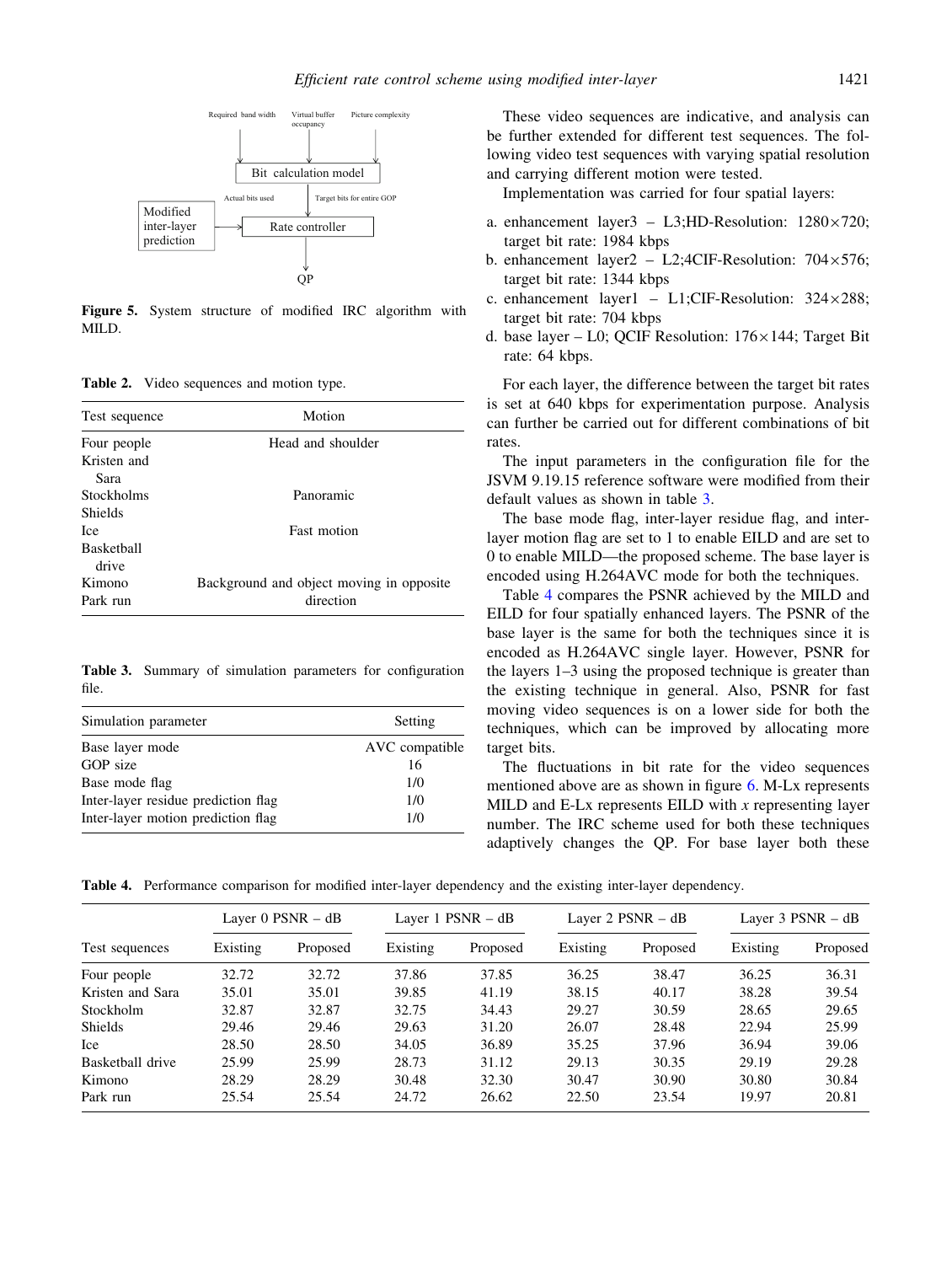Required band width

Virtual buffer occupancy

Picture complexity

Bit calculation model

Actual bits used

Target bits for entire GOP

Modified inter-layer prediction

Rate controller

QP

**Figure 5.** System structure of modified IRC algorithm with MILD.

**Table 2.** Video sequences and motion type.

| Test sequence | Motion |
|---|---|
| Four people | Head and shoulder |
| Kristen and Sara | |
| Stockholms | Panoramic |
| Shields | |
| Ice | Fast motion |
| Basketball drive | |
| Kimono | Background and object moving in opposite direction |
| Park run | |

**Table 3.** Summary of simulation parameters for configuration file.

| Simulation parameter | Setting |
|---|---|
| Base layer mode | AVC compatible |
| GOP size | 16 |
| Base mode flag | 1/0 |
| Inter-layer residue prediction flag | 1/0 |
| Inter-layer motion prediction flag | 1/0 |

These video sequences are indicative, and analysis can be further extended for different test sequences. The following video test sequences with varying spatial resolution and carrying different motion were tested.

Implementation was carried for four spatial layers:

a. enhancement layer3 – L3;HD-Resolution: 1280×720; target bit rate: 1984 kbps
b. enhancement layer2 – L2;4CIF-Resolution: 704×576; target bit rate: 1344 kbps
c. enhancement layer1 – L1;CIF-Resolution: 324×288; target bit rate: 704 kbps
d. base layer – L0; QCIF Resolution: 176×144; Target Bit rate: 64 kbps.

For each layer, the difference between the target bit rates is set at 640 kbps for experimentation purpose. Analysis can further be carried out for different combinations of bit rates.

The input parameters in the configuration file for the JSVM 9.19.15 reference software were modified from their default values as shown in table 3.

The base mode flag, inter-layer residue flag, and inter-layer motion flag are set to 1 to enable EILD and are set to 0 to enable MILD—the proposed scheme. The base layer is encoded using H.264AVC mode for both the techniques.

Table 4 compares the PSNR achieved by the MILD and EILD for four spatially enhanced layers. The PSNR of the base layer is the same for both the techniques since it is encoded as H.264AVC single layer. However, PSNR for the layers 1–3 using the proposed technique is greater than the existing technique in general. Also, PSNR for fast moving video sequences is on a lower side for both the techniques, which can be improved by allocating more target bits.

The fluctuations in bit rate for the video sequences mentioned above are as shown in figure 6. M-Lx represents MILD and E-Lx represents EILD with *x* representing layer number. The IRC scheme used for both these techniques adaptively changes the QP. For base layer both these

**Table 4.** Performance comparison for modified inter-layer dependency and the existing inter-layer dependency.

| | Layer 0 PSNR – dB | | Layer 1 PSNR – dB | | Layer 2 PSNR – dB | | Layer 3 PSNR – dB | |
|---|---|---|---|---|---|---|---|---|
| Test sequences | Existing | Proposed | Existing | Proposed | Existing | Proposed | Existing | Proposed |
| Four people | 32.72 | 32.72 | 37.86 | 37.85 | 36.25 | 38.47 | 36.25 | 36.31 |
| Kristen and Sara | 35.01 | 35.01 | 39.85 | 41.19 | 38.15 | 40.17 | 38.28 | 39.54 |
| Stockholm | 32.87 | 32.87 | 32.75 | 34.43 | 29.27 | 30.59 | 28.65 | 29.65 |
| Shields | 29.46 | 29.46 | 29.63 | 31.20 | 26.07 | 28.48 | 22.94 | 25.99 |
| Ice | 28.50 | 28.50 | 34.05 | 36.89 | 35.25 | 37.96 | 36.94 | 39.06 |
| Basketball drive | 25.99 | 25.99 | 28.73 | 31.12 | 29.13 | 30.35 | 29.19 | 29.28 |
| Kimono | 28.29 | 28.29 | 30.48 | 32.30 | 30.47 | 30.90 | 30.80 | 30.84 |
| Park run | 25.54 | 25.54 | 24.72 | 26.62 | 22.50 | 23.54 | 19.97 | 20.81 |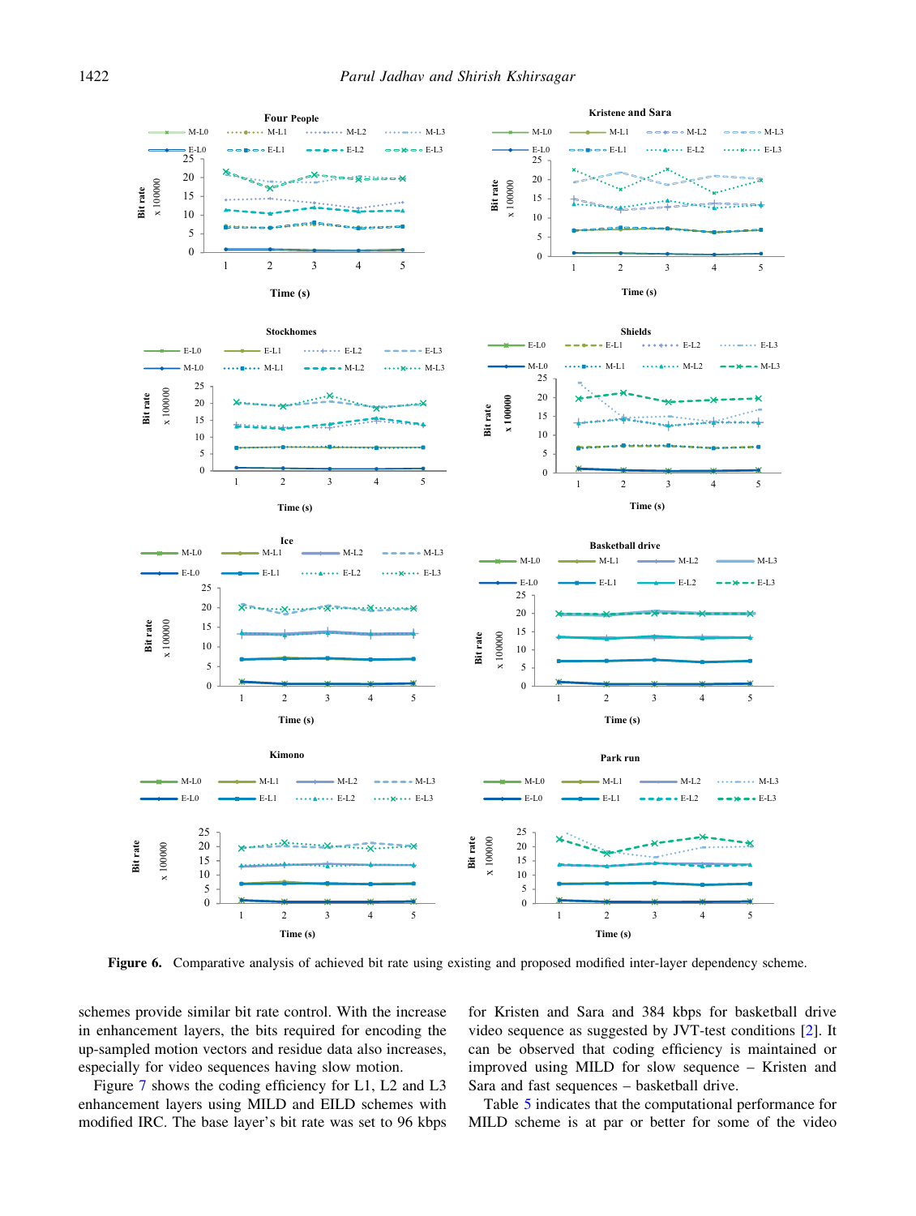Figure 6. Comparative analysis of achieved bit rate using existing and proposed modified inter-layer dependency scheme.

schemes provide similar bit rate control. With the increase in enhancement layers, the bits required for encoding the up-sampled motion vectors and residue data also increases, especially for video sequences having slow motion.

Figure 7 shows the coding efficiency for L1, L2 and L3 enhancement layers using MILD and EILD schemes with modified IRC. The base layer's bit rate was set to 96 kbps for Kristen and Sara and 384 kbps for basketball drive video sequence as suggested by JVT-test conditions [2]. It can be observed that coding efficiency is maintained or improved using MILD for slow sequence – Kristen and Sara and fast sequences – basketball drive.

Table 5 indicates that the computational performance for MILD scheme is at par or better for some of the video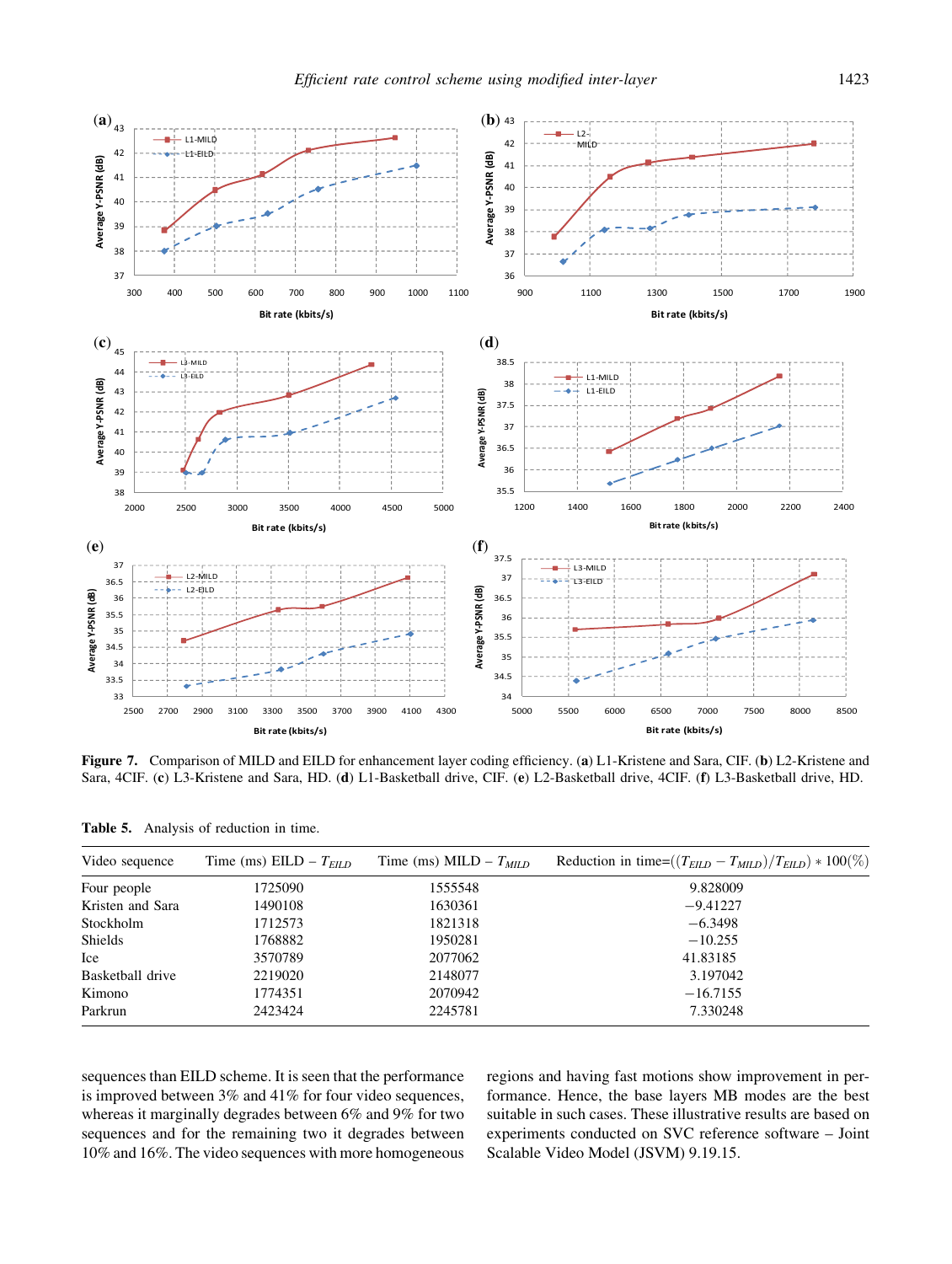**Figure 7.** Comparison of MILD and EILD for enhancement layer coding efficiency. (**a**) L1-Kristene and Sara, CIF. (**b**) L2-Kristene and Sara, 4CIF. (**c**) L3-Kristene and Sara, HD. (**d**) L1-Basketball drive, CIF. (**e**) L2-Basketball drive, 4CIF. (**f**) L3-Basketball drive, HD.

**Table 5.** Analysis of reduction in time.

| Video sequence | Time (ms) EILD – $T_{EILD}$ | Time (ms) MILD – $T_{MILD}$ | Reduction in time=$((T_{EILD} - T_{MILD})/T_{EILD}) * 100(\%)$ |
|---|---|---|---|
| Four people | 1725090 | 1555548 | 9.828009 |
| Kristen and Sara | 1490108 | 1630361 | −9.41227 |
| Stockholm | 1712573 | 1821318 | −6.3498 |
| Shields | 1768882 | 1950281 | −10.255 |
| Ice | 3570789 | 2077062 | 41.83185 |
| Basketball drive | 2219020 | 2148077 | 3.197042 |
| Kimono | 1774351 | 2070942 | −16.7155 |
| Parkrun | 2423424 | 2245781 | 7.330248 |

sequences than EILD scheme. It is seen that the performance is improved between 3% and 41% for four video sequences, whereas it marginally degrades between 6% and 9% for two sequences and for the remaining two it degrades between 10% and 16%. The video sequences with more homogeneous regions and having fast motions show improvement in performance. Hence, the base layers MB modes are the best suitable in such cases. These illustrative results are based on experiments conducted on SVC reference software – Joint Scalable Video Model (JSVM) 9.19.15.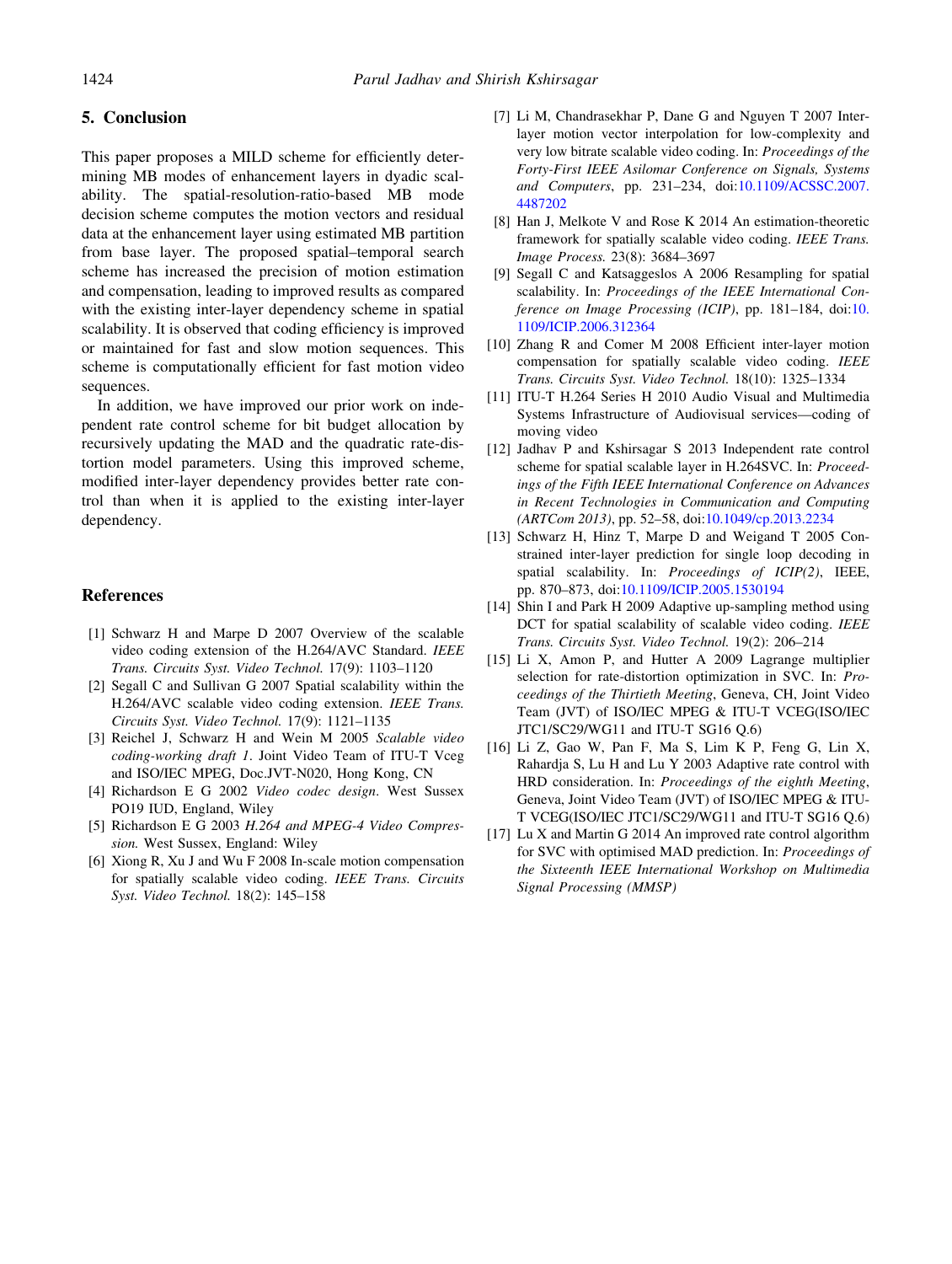## 5. Conclusion

This paper proposes a MILD scheme for efficiently determining MB modes of enhancement layers in dyadic scalability. The spatial-resolution-ratio-based MB mode decision scheme computes the motion vectors and residual data at the enhancement layer using estimated MB partition from base layer. The proposed spatial–temporal search scheme has increased the precision of motion estimation and compensation, leading to improved results as compared with the existing inter-layer dependency scheme in spatial scalability. It is observed that coding efficiency is improved or maintained for fast and slow motion sequences. This scheme is computationally efficient for fast motion video sequences.

In addition, we have improved our prior work on independent rate control scheme for bit budget allocation by recursively updating the MAD and the quadratic rate-distortion model parameters. Using this improved scheme, modified inter-layer dependency provides better rate control than when it is applied to the existing inter-layer dependency.

## References

[1] Schwarz H and Marpe D 2007 Overview of the scalable video coding extension of the H.264/AVC Standard. *IEEE Trans. Circuits Syst. Video Technol.* 17(9): 1103–1120

[2] Segall C and Sullivan G 2007 Spatial scalability within the H.264/AVC scalable video coding extension. *IEEE Trans. Circuits Syst. Video Technol.* 17(9): 1121–1135

[3] Reichel J, Schwarz H and Wein M 2005 *Scalable video coding-working draft 1*. Joint Video Team of ITU-T Vceg and ISO/IEC MPEG, Doc.JVT-N020, Hong Kong, CN

[4] Richardson E G 2002 *Video codec design*. West Sussex PO19 IUD, England, Wiley

[5] Richardson E G 2003 *H.264 and MPEG-4 Video Compression.* West Sussex, England: Wiley

[6] Xiong R, Xu J and Wu F 2008 In-scale motion compensation for spatially scalable video coding. *IEEE Trans. Circuits Syst. Video Technol.* 18(2): 145–158

[7] Li M, Chandrasekhar P, Dane G and Nguyen T 2007 Inter-layer motion vector interpolation for low-complexity and very low bitrate scalable video coding. In: *Proceedings of the Forty-First IEEE Asilomar Conference on Signals, Systems and Computers*, pp. 231–234, doi:10.1109/ACSSC.2007.4487202

[8] Han J, Melkote V and Rose K 2014 An estimation-theoretic framework for spatially scalable video coding. *IEEE Trans. Image Process.* 23(8): 3684–3697

[9] Segall C and Katsaggeslos A 2006 Resampling for spatial scalability. In: *Proceedings of the IEEE International Conference on Image Processing (ICIP)*, pp. 181–184, doi:10.1109/ICIP.2006.312364

[10] Zhang R and Comer M 2008 Efficient inter-layer motion compensation for spatially scalable video coding. *IEEE Trans. Circuits Syst. Video Technol.* 18(10): 1325–1334

[11] ITU-T H.264 Series H 2010 Audio Visual and Multimedia Systems Infrastructure of Audiovisual services—coding of moving video

[12] Jadhav P and Kshirsagar S 2013 Independent rate control scheme for spatial scalable layer in H.264SVC. In: *Proceedings of the Fifth IEEE International Conference on Advances in Recent Technologies in Communication and Computing (ARTCom 2013)*, pp. 52–58, doi:10.1049/cp.2013.2234

[13] Schwarz H, Hinz T, Marpe D and Weigand T 2005 Constrained inter-layer prediction for single loop decoding in spatial scalability. In: *Proceedings of ICIP(2)*, IEEE, pp. 870–873, doi:10.1109/ICIP.2005.1530194

[14] Shin I and Park H 2009 Adaptive up-sampling method using DCT for spatial scalability of scalable video coding. *IEEE Trans. Circuits Syst. Video Technol.* 19(2): 206–214

[15] Li X, Amon P, and Hutter A 2009 Lagrange multiplier selection for rate-distortion optimization in SVC. In: *Proceedings of the Thirtieth Meeting*, Geneva, CH, Joint Video Team (JVT) of ISO/IEC MPEG & ITU-T VCEG(ISO/IEC JTC1/SC29/WG11 and ITU-T SG16 Q.6)

[16] Li Z, Gao W, Pan F, Ma S, Lim K P, Feng G, Lin X, Rahardja S, Lu H and Lu Y 2003 Adaptive rate control with HRD consideration. In: *Proceedings of the eighth Meeting*, Geneva, Joint Video Team (JVT) of ISO/IEC MPEG & ITU-T VCEG(ISO/IEC JTC1/SC29/WG11 and ITU-T SG16 Q.6)

[17] Lu X and Martin G 2014 An improved rate control algorithm for SVC with optimised MAD prediction. In: *Proceedings of the Sixteenth IEEE International Workshop on Multimedia Signal Processing (MMSP)*